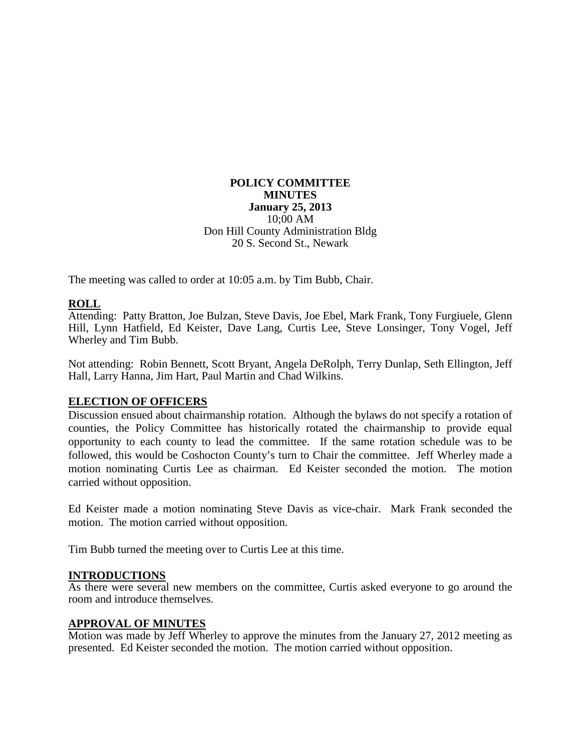**POLICY COMMITTEE**
**MINUTES**
**January 25, 2013**
10;00 AM
Don Hill County Administration Bldg
20 S. Second St., Newark

The meeting was called to order at 10:05 a.m. by Tim Bubb, Chair.

## ROLL

Attending: Patty Bratton, Joe Bulzan, Steve Davis, Joe Ebel, Mark Frank, Tony Furgiuele, Glenn Hill, Lynn Hatfield, Ed Keister, Dave Lang, Curtis Lee, Steve Lonsinger, Tony Vogel, Jeff Wherley and Tim Bubb.

Not attending: Robin Bennett, Scott Bryant, Angela DeRolph, Terry Dunlap, Seth Ellington, Jeff Hall, Larry Hanna, Jim Hart, Paul Martin and Chad Wilkins.

## ELECTION OF OFFICERS

Discussion ensued about chairmanship rotation. Although the bylaws do not specify a rotation of counties, the Policy Committee has historically rotated the chairmanship to provide equal opportunity to each county to lead the committee. If the same rotation schedule was to be followed, this would be Coshocton County's turn to Chair the committee. Jeff Wherley made a motion nominating Curtis Lee as chairman. Ed Keister seconded the motion. The motion carried without opposition.

Ed Keister made a motion nominating Steve Davis as vice-chair. Mark Frank seconded the motion. The motion carried without opposition.

Tim Bubb turned the meeting over to Curtis Lee at this time.

## INTRODUCTIONS

As there were several new members on the committee, Curtis asked everyone to go around the room and introduce themselves.

## APPROVAL OF MINUTES

Motion was made by Jeff Wherley to approve the minutes from the January 27, 2012 meeting as presented. Ed Keister seconded the motion. The motion carried without opposition.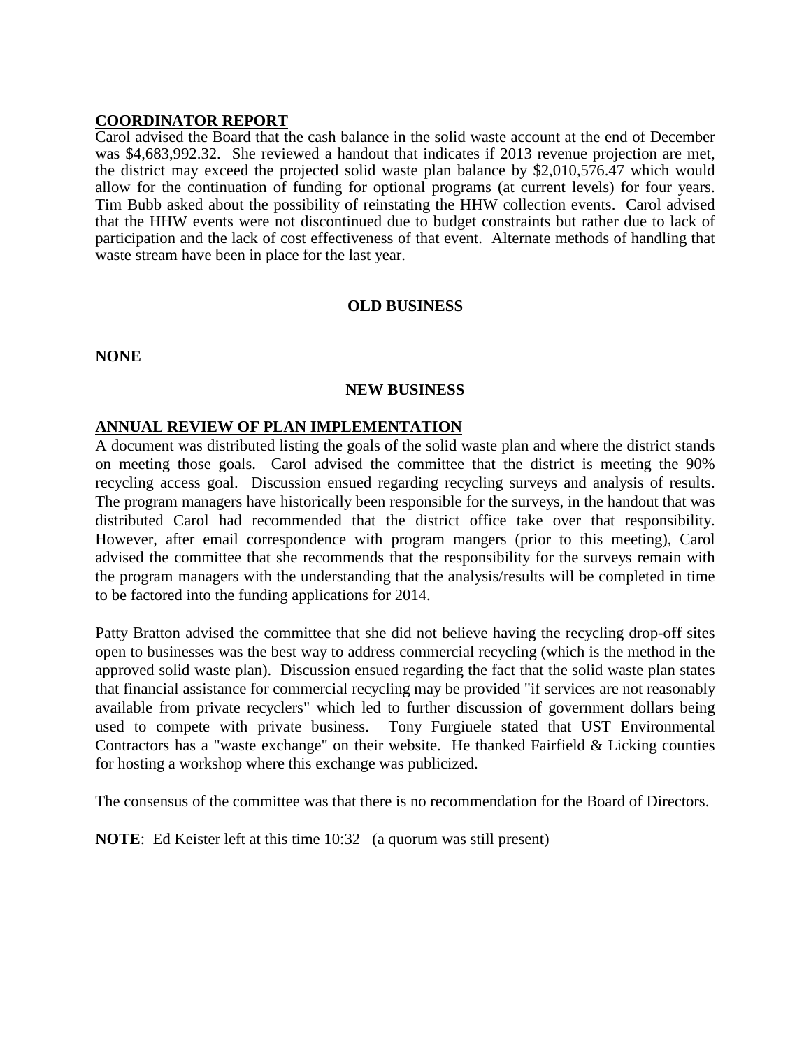**COORDINATOR REPORT**

Carol advised the Board that the cash balance in the solid waste account at the end of December was $4,683,992.32. She reviewed a handout that indicates if 2013 revenue projection are met, the district may exceed the projected solid waste plan balance by $2,010,576.47 which would allow for the continuation of funding for optional programs (at current levels) for four years. Tim Bubb asked about the possibility of reinstating the HHW collection events. Carol advised that the HHW events were not discontinued due to budget constraints but rather due to lack of participation and the lack of cost effectiveness of that event. Alternate methods of handling that waste stream have been in place for the last year.

**OLD BUSINESS**

**NONE**

**NEW BUSINESS**

**ANNUAL REVIEW OF PLAN IMPLEMENTATION**

A document was distributed listing the goals of the solid waste plan and where the district stands on meeting those goals. Carol advised the committee that the district is meeting the 90% recycling access goal. Discussion ensued regarding recycling surveys and analysis of results. The program managers have historically been responsible for the surveys, in the handout that was distributed Carol had recommended that the district office take over that responsibility. However, after email correspondence with program mangers (prior to this meeting), Carol advised the committee that she recommends that the responsibility for the surveys remain with the program managers with the understanding that the analysis/results will be completed in time to be factored into the funding applications for 2014.

Patty Bratton advised the committee that she did not believe having the recycling drop-off sites open to businesses was the best way to address commercial recycling (which is the method in the approved solid waste plan). Discussion ensued regarding the fact that the solid waste plan states that financial assistance for commercial recycling may be provided "if services are not reasonably available from private recyclers" which led to further discussion of government dollars being used to compete with private business. Tony Furgiuele stated that UST Environmental Contractors has a "waste exchange" on their website. He thanked Fairfield & Licking counties for hosting a workshop where this exchange was publicized.

The consensus of the committee was that there is no recommendation for the Board of Directors.

**NOTE**: Ed Keister left at this time 10:32 (a quorum was still present)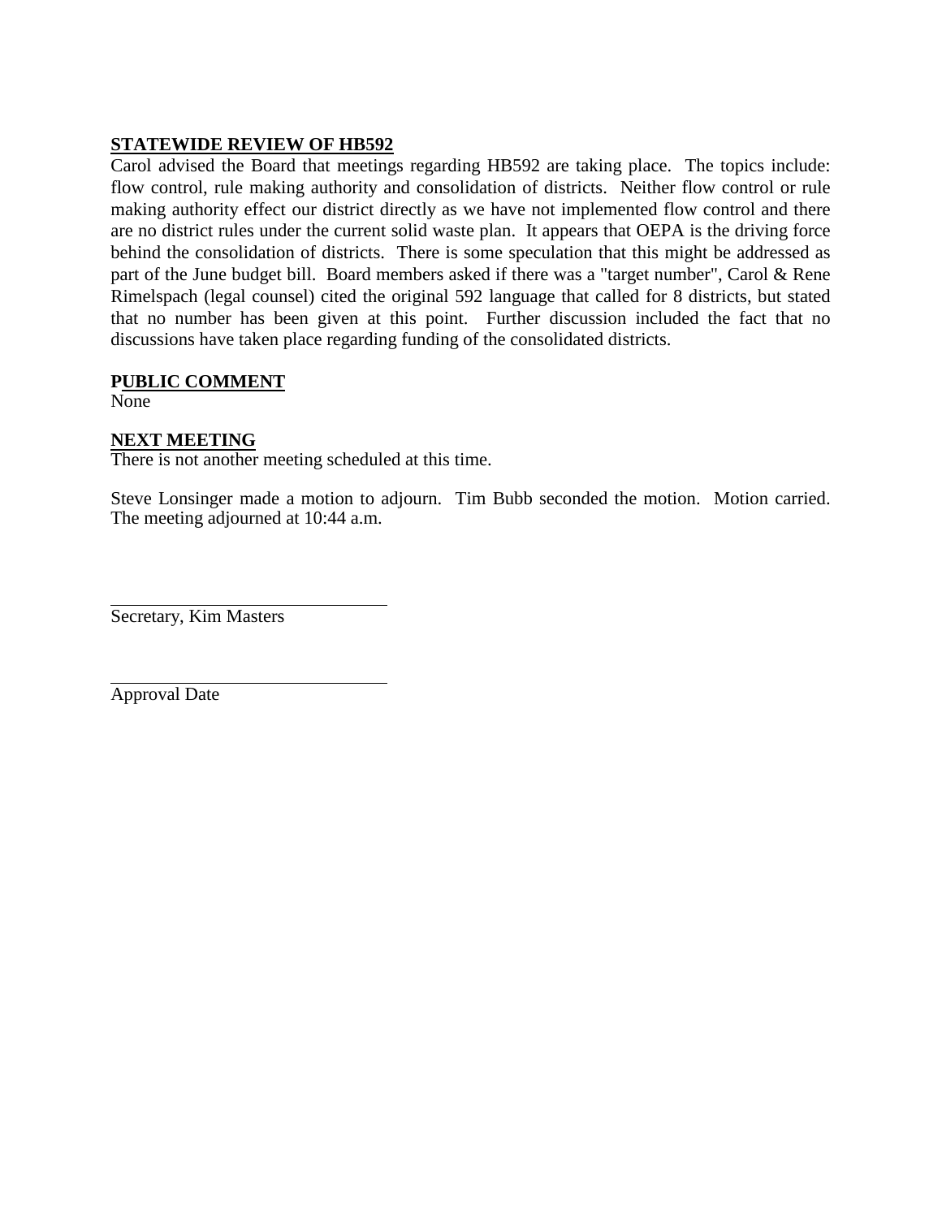**STATEWIDE REVIEW OF HB592**

Carol advised the Board that meetings regarding HB592 are taking place. The topics include: flow control, rule making authority and consolidation of districts. Neither flow control or rule making authority effect our district directly as we have not implemented flow control and there are no district rules under the current solid waste plan. It appears that OEPA is the driving force behind the consolidation of districts. There is some speculation that this might be addressed as part of the June budget bill. Board members asked if there was a "target number", Carol & Rene Rimelspach (legal counsel) cited the original 592 language that called for 8 districts, but stated that no number has been given at this point. Further discussion included the fact that no discussions have taken place regarding funding of the consolidated districts.

**PUBLIC COMMENT**

None

**NEXT MEETING**

There is not another meeting scheduled at this time.

Steve Lonsinger made a motion to adjourn. Tim Bubb seconded the motion. Motion carried. The meeting adjourned at 10:44 a.m.

\_\_\_\_\_\_\_\_\_\_\_\_\_\_\_\_\_\_\_\_\_\_\_\_\_\_\_\_\_\_

Secretary, Kim Masters

\_\_\_\_\_\_\_\_\_\_\_\_\_\_\_\_\_\_\_\_\_\_\_\_\_\_\_\_\_\_

Approval Date